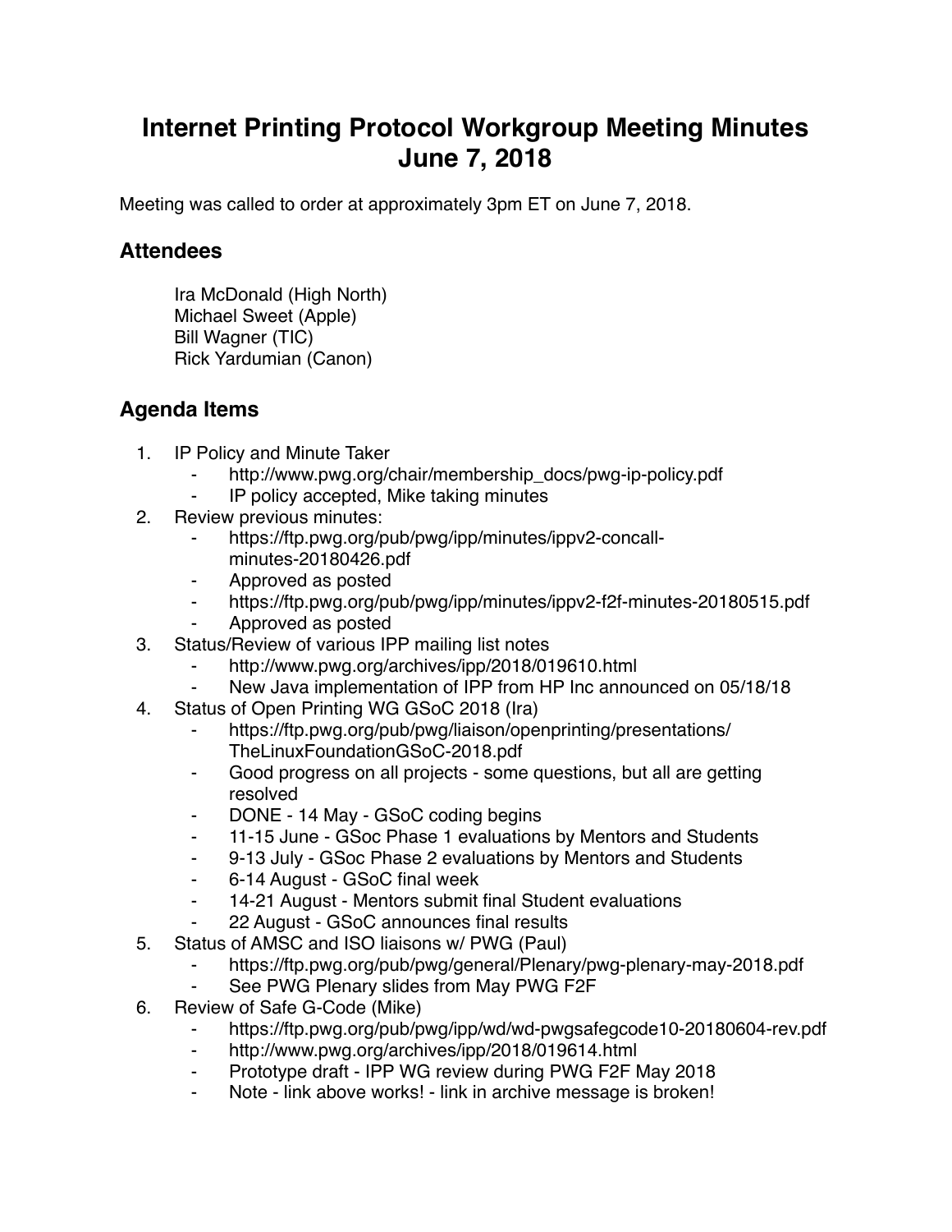# Internet Printing Protocol Workgroup Meeting Minutes June 7, 2018

Meeting was called to order at approximately 3pm ET on June 7, 2018.

## Attendees

Ira McDonald (High North)
Michael Sweet (Apple)
Bill Wagner (TIC)
Rick Yardumian (Canon)

## Agenda Items

1. IP Policy and Minute Taker
    - http://www.pwg.org/chair/membership_docs/pwg-ip-policy.pdf
    - IP policy accepted, Mike taking minutes
2. Review previous minutes:
    - https://ftp.pwg.org/pub/pwg/ipp/minutes/ippv2-concall-minutes-20180426.pdf
    - Approved as posted
    - https://ftp.pwg.org/pub/pwg/ipp/minutes/ippv2-f2f-minutes-20180515.pdf
    - Approved as posted
3. Status/Review of various IPP mailing list notes
    - http://www.pwg.org/archives/ipp/2018/019610.html
    - New Java implementation of IPP from HP Inc announced on 05/18/18
4. Status of Open Printing WG GSoC 2018 (Ira)
    - https://ftp.pwg.org/pub/pwg/liaison/openprinting/presentations/TheLinuxFoundationGSoC-2018.pdf
    - Good progress on all projects - some questions, but all are getting resolved
    - DONE - 14 May - GSoC coding begins
    - 11-15 June - GSoc Phase 1 evaluations by Mentors and Students
    - 9-13 July - GSoc Phase 2 evaluations by Mentors and Students
    - 6-14 August - GSoC final week
    - 14-21 August - Mentors submit final Student evaluations
    - 22 August - GSoC announces final results
5. Status of AMSC and ISO liaisons w/ PWG (Paul)
    - https://ftp.pwg.org/pub/pwg/general/Plenary/pwg-plenary-may-2018.pdf
    - See PWG Plenary slides from May PWG F2F
6. Review of Safe G-Code (Mike)
    - https://ftp.pwg.org/pub/pwg/ipp/wd/wd-pwgsafegcode10-20180604-rev.pdf
    - http://www.pwg.org/archives/ipp/2018/019614.html
    - Prototype draft - IPP WG review during PWG F2F May 2018
    - Note - link above works! - link in archive message is broken!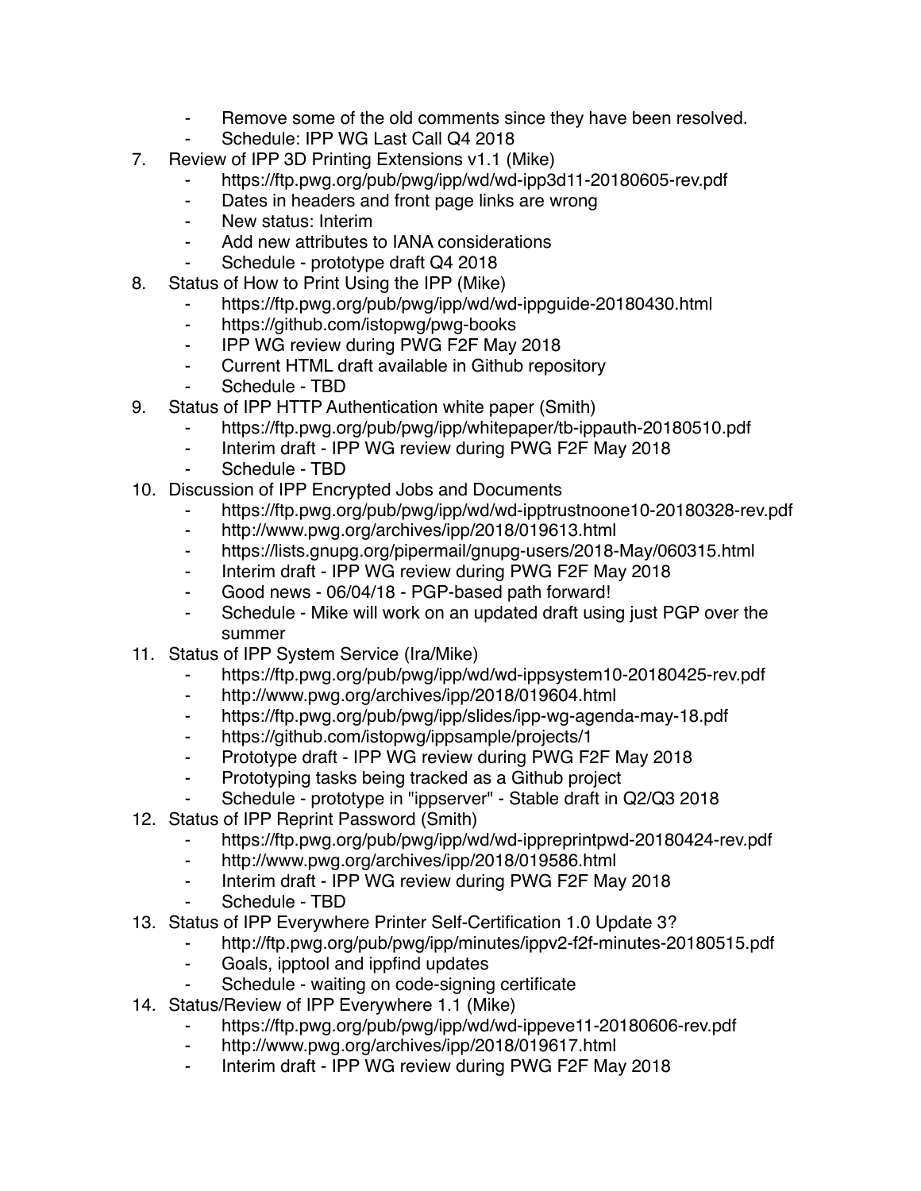- Remove some of the old comments since they have been resolved.
    - Schedule: IPP WG Last Call Q4 2018
7. Review of IPP 3D Printing Extensions v1.1 (Mike)
    - https://ftp.pwg.org/pub/pwg/ipp/wd/wd-ipp3d11-20180605-rev.pdf
    - Dates in headers and front page links are wrong
    - New status: Interim
    - Add new attributes to IANA considerations
    - Schedule - prototype draft Q4 2018
8. Status of How to Print Using the IPP (Mike)
    - https://ftp.pwg.org/pub/pwg/ipp/wd/wd-ippguide-20180430.html
    - https://github.com/istopwg/pwg-books
    - IPP WG review during PWG F2F May 2018
    - Current HTML draft available in Github repository
    - Schedule - TBD
9. Status of IPP HTTP Authentication white paper (Smith)
    - https://ftp.pwg.org/pub/pwg/ipp/whitepaper/tb-ippauth-20180510.pdf
    - Interim draft - IPP WG review during PWG F2F May 2018
    - Schedule - TBD
10. Discussion of IPP Encrypted Jobs and Documents
    - https://ftp.pwg.org/pub/pwg/ipp/wd/wd-ipptrustnoone10-20180328-rev.pdf
    - http://www.pwg.org/archives/ipp/2018/019613.html
    - https://lists.gnupg.org/pipermail/gnupg-users/2018-May/060315.html
    - Interim draft - IPP WG review during PWG F2F May 2018
    - Good news - 06/04/18 - PGP-based path forward!
    - Schedule - Mike will work on an updated draft using just PGP over the summer
11. Status of IPP System Service (Ira/Mike)
    - https://ftp.pwg.org/pub/pwg/ipp/wd/wd-ippsystem10-20180425-rev.pdf
    - http://www.pwg.org/archives/ipp/2018/019604.html
    - https://ftp.pwg.org/pub/pwg/ipp/slides/ipp-wg-agenda-may-18.pdf
    - https://github.com/istopwg/ippsample/projects/1
    - Prototype draft - IPP WG review during PWG F2F May 2018
    - Prototyping tasks being tracked as a Github project
    - Schedule - prototype in "ippserver" - Stable draft in Q2/Q3 2018
12. Status of IPP Reprint Password (Smith)
    - https://ftp.pwg.org/pub/pwg/ipp/wd/wd-ippreprintpwd-20180424-rev.pdf
    - http://www.pwg.org/archives/ipp/2018/019586.html
    - Interim draft - IPP WG review during PWG F2F May 2018
    - Schedule - TBD
13. Status of IPP Everywhere Printer Self-Certification 1.0 Update 3?
    - http://ftp.pwg.org/pub/pwg/ipp/minutes/ippv2-f2f-minutes-20180515.pdf
    - Goals, ipptool and ippfind updates
    - Schedule - waiting on code-signing certificate
14. Status/Review of IPP Everywhere 1.1 (Mike)
    - https://ftp.pwg.org/pub/pwg/ipp/wd/wd-ippeve11-20180606-rev.pdf
    - http://www.pwg.org/archives/ipp/2018/019617.html
    - Interim draft - IPP WG review during PWG F2F May 2018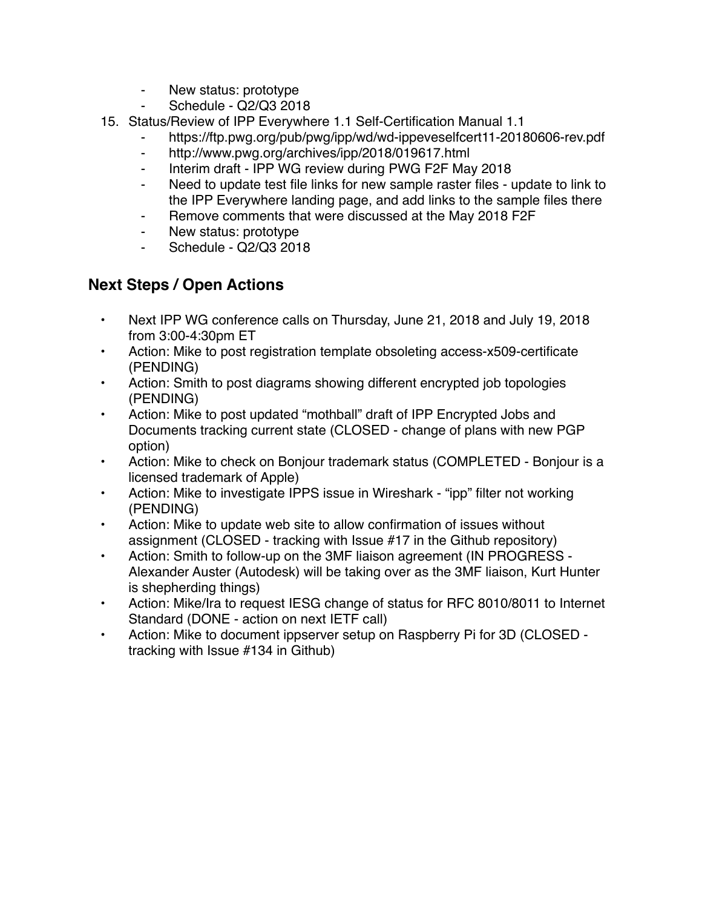- New status: prototype
    - Schedule - Q2/Q3 2018

15. Status/Review of IPP Everywhere 1.1 Self-Certification Manual 1.1
    - https://ftp.pwg.org/pub/pwg/ipp/wd/wd-ippeveselfcert11-20180606-rev.pdf
    - http://www.pwg.org/archives/ipp/2018/019617.html
    - Interim draft - IPP WG review during PWG F2F May 2018
    - Need to update test file links for new sample raster files - update to link to the IPP Everywhere landing page, and add links to the sample files there
    - Remove comments that were discussed at the May 2018 F2F
    - New status: prototype
    - Schedule - Q2/Q3 2018

## Next Steps / Open Actions

- Next IPP WG conference calls on Thursday, June 21, 2018 and July 19, 2018 from 3:00-4:30pm ET
- Action: Mike to post registration template obsoleting access-x509-certificate (PENDING)
- Action: Smith to post diagrams showing different encrypted job topologies (PENDING)
- Action: Mike to post updated “mothball” draft of IPP Encrypted Jobs and Documents tracking current state (CLOSED - change of plans with new PGP option)
- Action: Mike to check on Bonjour trademark status (COMPLETED - Bonjour is a licensed trademark of Apple)
- Action: Mike to investigate IPPS issue in Wireshark - “ipp” filter not working (PENDING)
- Action: Mike to update web site to allow confirmation of issues without assignment (CLOSED - tracking with Issue #17 in the Github repository)
- Action: Smith to follow-up on the 3MF liaison agreement (IN PROGRESS - Alexander Auster (Autodesk) will be taking over as the 3MF liaison, Kurt Hunter is shepherding things)
- Action: Mike/Ira to request IESG change of status for RFC 8010/8011 to Internet Standard (DONE - action on next IETF call)
- Action: Mike to document ippserver setup on Raspberry Pi for 3D (CLOSED - tracking with Issue #134 in Github)